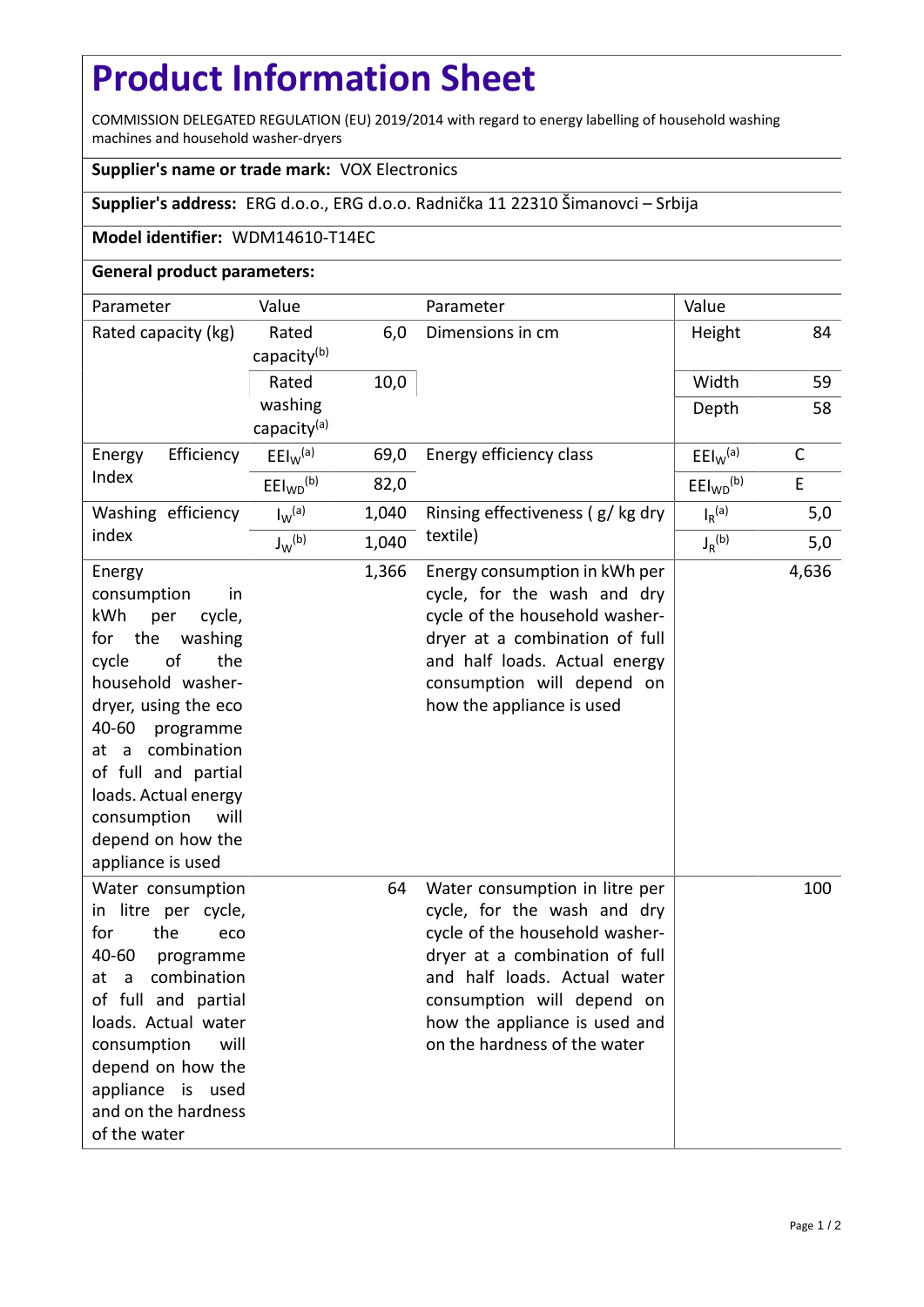# Product Information Sheet

COMMISSION DELEGATED REGULATION (EU) 2019/2014 with regard to energy labelling of household washing machines and household washer-dryers

**Supplier's name or trade mark:** VOX Electronics

**Supplier's address:** ERG d.o.o., ERG d.o.o. Radnička 11 22310 Šimanovci – Srbija

**Model identifier:** WDM14610-T14EC

**General product parameters:**

| Parameter | Value | | Parameter | Value | |
|---|---|---|---|---|---|
| Rated capacity (kg) | Rated capacity[b] | 6,0 | Dimensions in cm | Height | 84 |
| | Rated washing capacity[a] | 10,0 | | Width | 59 |
| | | | | Depth | 58 |
| Energy Efficiency Index | $EEI_W$[a] | 69,0 | Energy efficiency class | $EEI_W$[a] | C |
| | $EEI_{WD}$[b] | 82,0 | | $EEI_{WD}$[b] | E |
| Washing efficiency index | $I_W$[a] | 1,040 | Rinsing effectiveness ( g/ kg dry textile) | $I_R$[a] | 5,0 |
| | $J_W$[b] | 1,040 | | $J_R$[b] | 5,0 |
| Energy consumption in kWh per cycle, for the washing cycle of the household washer-dryer, using the eco 40-60 programme at a combination of full and partial loads. Actual energy consumption will depend on how the appliance is used | | 1,366 | Energy consumption in kWh per cycle, for the wash and dry cycle of the household washer-dryer at a combination of full and half loads. Actual energy consumption will depend on how the appliance is used | | 4,636 |
| Water consumption in litre per cycle, for the eco 40-60 programme at a combination of full and partial loads. Actual water consumption will depend on how the appliance is used and on the hardness of the water | | 64 | Water consumption in litre per cycle, for the wash and dry cycle of the household washer-dryer at a combination of full and half loads. Actual water consumption will depend on how the appliance is used and on the hardness of the water | | 100 |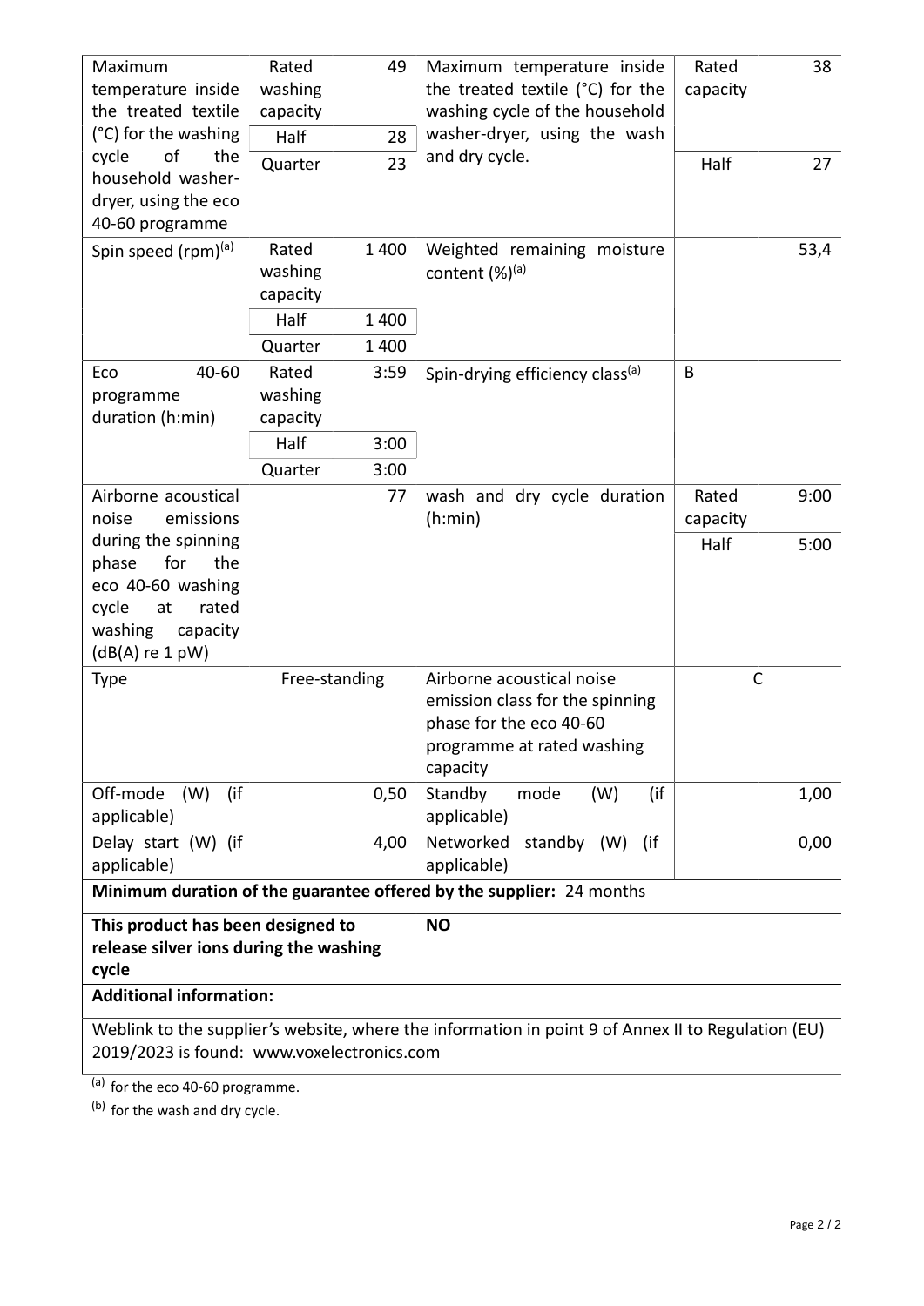| | | | | | |
|---|---|---|---|---|---|
| Maximum temperature inside the treated textile (°C) for the washing cycle of the household washer-dryer, using the eco 40-60 programme | Rated washing capacity | 49 | Maximum temperature inside the treated textile (°C) for the washing cycle of the household washer-dryer, using the wash and dry cycle. | Rated capacity | 38 |
| | Half | 28 | | Half | 27 |
| | Quarter | 23 | | | |
| Spin speed (rpm)[(a)] | Rated washing capacity | 1 400 | Weighted remaining moisture content (%)[(a)] | | 53,4 |
| | Half | 1 400 | | | |
| | Quarter | 1 400 | | | |
| Eco 40-60 programme duration (h:min) | Rated washing capacity | 3:59 | Spin-drying efficiency class[(a)] | B | |
| | Half | 3:00 | | | |
| | Quarter | 3:00 | | | |
| Airborne acoustical noise emissions during the spinning phase for the eco 40-60 washing cycle at rated washing capacity (dB(A) re 1 pW) | | 77 | wash and dry cycle duration (h:min) | Rated capacity | 9:00 |
| | | | | Half | 5:00 |
| Type | Free-standing | | Airborne acoustical noise emission class for the spinning phase for the eco 40-60 programme at rated washing capacity | C | |
| Off-mode (W) (if applicable) | | 0,50 | Standby mode (W) (if applicable) | | 1,00 |
| Delay start (W) (if applicable) | | 4,00 | Networked standby (W) (if applicable) | | 0,00 |

**Minimum duration of the guarantee offered by the supplier:** 24 months

**This product has been designed to release silver ions during the washing cycle** **NO**

**Additional information:**

Weblink to the supplier's website, where the information in point 9 of Annex II to Regulation (EU) 2019/2023 is found: www.voxelectronics.com

[(a)] for the eco 40-60 programme.

[(b)] for the wash and dry cycle.